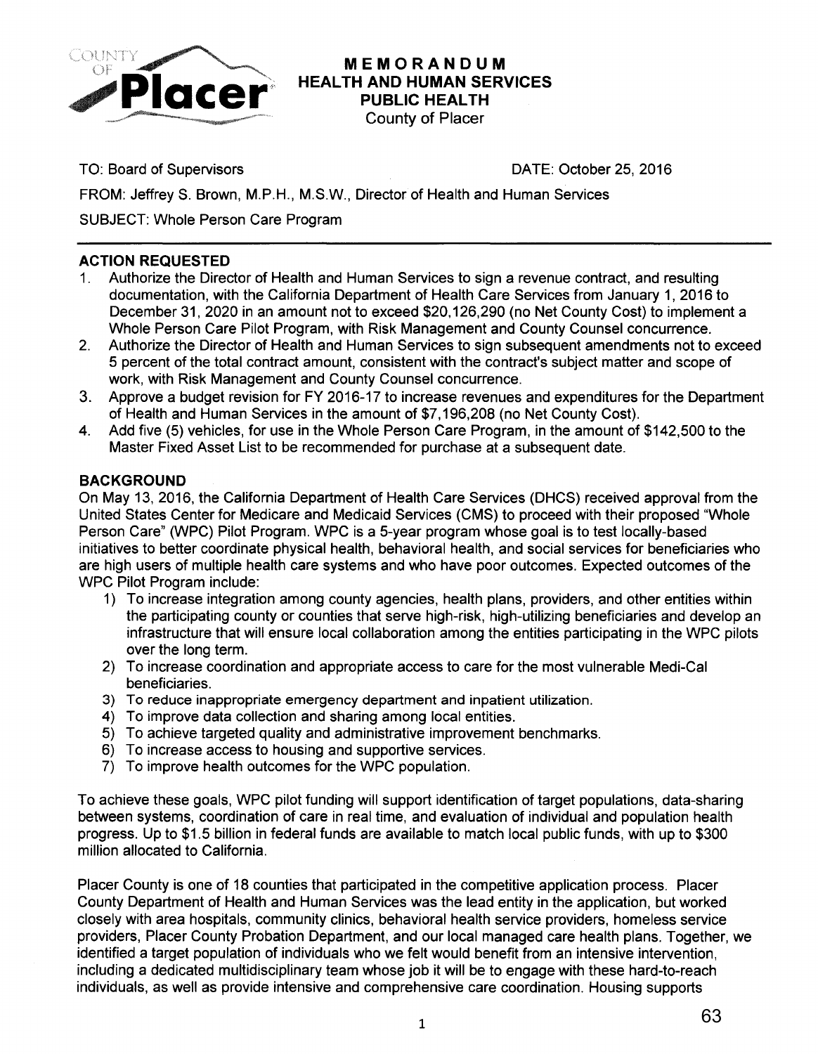# MEMORANDUM
## HEALTH AND HUMAN SERVICES
## PUBLIC HEALTH
County of Placer

TO: Board of Supervisors DATE: October 25, 2016

FROM: Jeffrey S. Brown, M.P.H., M.S.W., Director of Health and Human Services

SUBJECT: Whole Person Care Program

---

**ACTION REQUESTED**

1. Authorize the Director of Health and Human Services to sign a revenue contract, and resulting documentation, with the California Department of Health Care Services from January 1, 2016 to December 31, 2020 in an amount not to exceed $20,126,290 (no Net County Cost) to implement a Whole Person Care Pilot Program, with Risk Management and County Counsel concurrence.
2. Authorize the Director of Health and Human Services to sign subsequent amendments not to exceed 5 percent of the total contract amount, consistent with the contract's subject matter and scope of work, with Risk Management and County Counsel concurrence.
3. Approve a budget revision for FY 2016-17 to increase revenues and expenditures for the Department of Health and Human Services in the amount of $7,196,208 (no Net County Cost).
4. Add five (5) vehicles, for use in the Whole Person Care Program, in the amount of $142,500 to the Master Fixed Asset List to be recommended for purchase at a subsequent date.

**BACKGROUND**

On May 13, 2016, the California Department of Health Care Services (DHCS) received approval from the United States Center for Medicare and Medicaid Services (CMS) to proceed with their proposed "Whole Person Care" (WPC) Pilot Program. WPC is a 5-year program whose goal is to test locally-based initiatives to better coordinate physical health, behavioral health, and social services for beneficiaries who are high users of multiple health care systems and who have poor outcomes. Expected outcomes of the WPC Pilot Program include:

1) To increase integration among county agencies, health plans, providers, and other entities within the participating county or counties that serve high-risk, high-utilizing beneficiaries and develop an infrastructure that will ensure local collaboration among the entities participating in the WPC pilots over the long term.
2) To increase coordination and appropriate access to care for the most vulnerable Medi-Cal beneficiaries.
3) To reduce inappropriate emergency department and inpatient utilization.
4) To improve data collection and sharing among local entities.
5) To achieve targeted quality and administrative improvement benchmarks.
6) To increase access to housing and supportive services.
7) To improve health outcomes for the WPC population.

To achieve these goals, WPC pilot funding will support identification of target populations, data-sharing between systems, coordination of care in real time, and evaluation of individual and population health progress. Up to $1.5 billion in federal funds are available to match local public funds, with up to $300 million allocated to California.

Placer County is one of 18 counties that participated in the competitive application process. Placer County Department of Health and Human Services was the lead entity in the application, but worked closely with area hospitals, community clinics, behavioral health service providers, homeless service providers, Placer County Probation Department, and our local managed care health plans. Together, we identified a target population of individuals who we felt would benefit from an intensive intervention, including a dedicated multidisciplinary team whose job it will be to engage with these hard-to-reach individuals, as well as provide intensive and comprehensive care coordination. Housing supports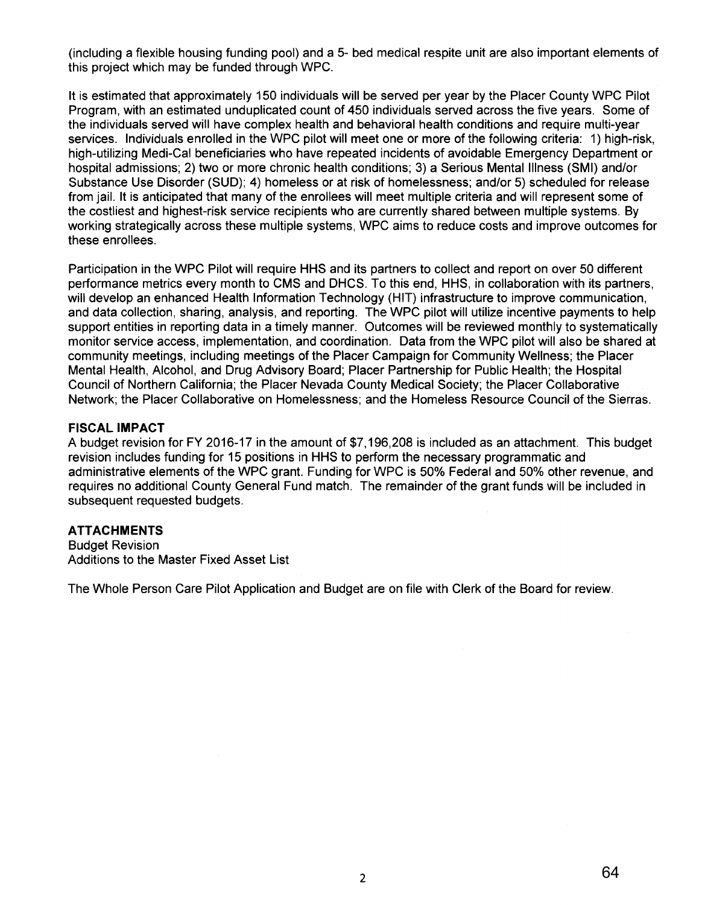(including a flexible housing funding pool) and a 5- bed medical respite unit are also important elements of this project which may be funded through WPC.

It is estimated that approximately 150 individuals will be served per year by the Placer County WPC Pilot Program, with an estimated unduplicated count of 450 individuals served across the five years. Some of the individuals served will have complex health and behavioral health conditions and require multi-year services. Individuals enrolled in the WPC pilot will meet one or more of the following criteria: 1) high-risk, high-utilizing Medi-Cal beneficiaries who have repeated incidents of avoidable Emergency Department or hospital admissions; 2) two or more chronic health conditions; 3) a Serious Mental Illness (SMI) and/or Substance Use Disorder (SUD); 4) homeless or at risk of homelessness; and/or 5) scheduled for release from jail. It is anticipated that many of the enrollees will meet multiple criteria and will represent some of the costliest and highest-risk service recipients who are currently shared between multiple systems. By working strategically across these multiple systems, WPC aims to reduce costs and improve outcomes for these enrollees.

Participation in the WPC Pilot will require HHS and its partners to collect and report on over 50 different performance metrics every month to CMS and DHCS. To this end, HHS, in collaboration with its partners, will develop an enhanced Health Information Technology (HIT) infrastructure to improve communication, and data collection, sharing, analysis, and reporting. The WPC pilot will utilize incentive payments to help support entities in reporting data in a timely manner. Outcomes will be reviewed monthly to systematically monitor service access, implementation, and coordination. Data from the WPC pilot will also be shared at community meetings, including meetings of the Placer Campaign for Community Wellness; the Placer Mental Health, Alcohol, and Drug Advisory Board; Placer Partnership for Public Health; the Hospital Council of Northern California; the Placer Nevada County Medical Society; the Placer Collaborative Network; the Placer Collaborative on Homelessness; and the Homeless Resource Council of the Sierras.

**FISCAL IMPACT**

A budget revision for FY 2016-17 in the amount of $7,196,208 is included as an attachment. This budget revision includes funding for 15 positions in HHS to perform the necessary programmatic and administrative elements of the WPC grant. Funding for WPC is 50% Federal and 50% other revenue, and requires no additional County General Fund match. The remainder of the grant funds will be included in subsequent requested budgets.

**ATTACHMENTS**

Budget Revision
Additions to the Master Fixed Asset List

The Whole Person Care Pilot Application and Budget are on file with Clerk of the Board for review.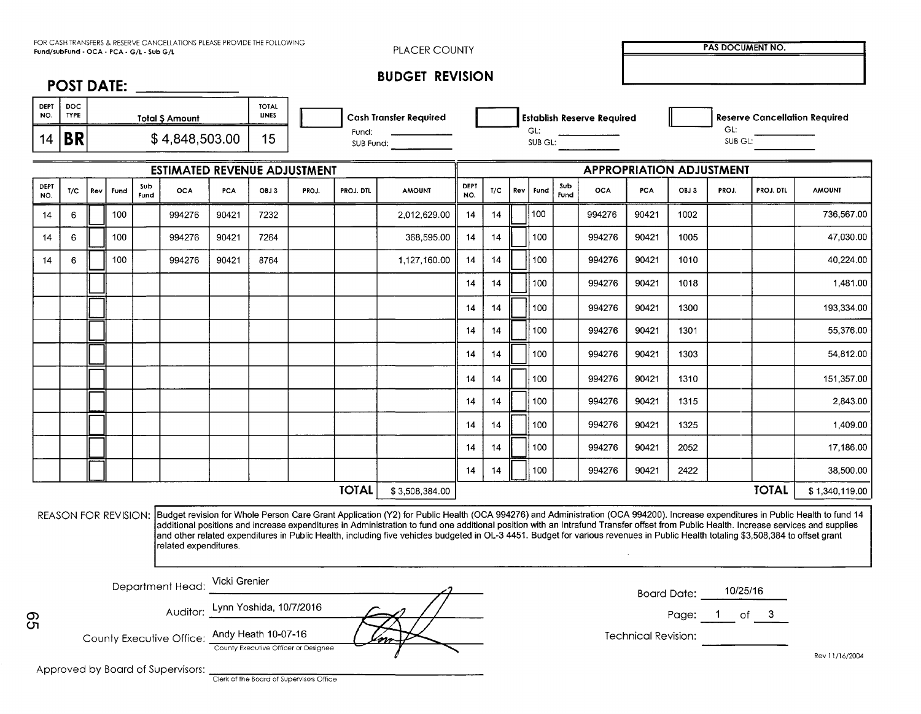FOR CASH TRANSFERS & RESERVE CANCELLATIONS PLEASE PROVIDE THE FOLLOWING
**Fund/subFund - OCA - PCA - G/L - Sub G/L**

PLACER COUNTY

# BUDGET REVISION

**PAS DOCUMENT NO.**

## POST DATE: ____________

| DEPT NO. | DOC TYPE | Total $ Amount | TOTAL LINES |
|---|---|---|---|
| 14 | **BR** | $ 4,848,503.00 | 15 |

☐ **Cash Transfer Required** Fund: ________ SUB Fund: ________

☐ **Establish Reserve Required** GL: ________ SUB GL: ________

☐ **Reserve Cancellation Required** GL: ________ SUB GL: ________

### ESTIMATED REVENUE ADJUSTMENT

| DEPT NO. | T/C | Rev | Fund | Sub Fund | OCA | PCA | OBJ 3 | PROJ. | PROJ. DTL | AMOUNT |
|---|---|---|---|---|---|---|---|---|---|---|
| 14 | 6 | | 100 | | 994276 | 90421 | 7232 | | | 2,012,629.00 |
| 14 | 6 | | 100 | | 994276 | 90421 | 7264 | | | 368,595.00 |
| 14 | 6 | | 100 | | 994276 | 90421 | 8764 | | | 1,127,160.00 |
| | | | | | | | | | **TOTAL** | $ 3,508,384.00 |

### APPROPRIATION ADJUSTMENT

| DEPT NO. | T/C | Rev | Fund | Sub Fund | OCA | PCA | OBJ 3 | PROJ. | PROJ. DTL | AMOUNT |
|---|---|---|---|---|---|---|---|---|---|---|
| 14 | 14 | | 100 | | 994276 | 90421 | 1002 | | | 736,567.00 |
| 14 | 14 | | 100 | | 994276 | 90421 | 1005 | | | 47,030.00 |
| 14 | 14 | | 100 | | 994276 | 90421 | 1010 | | | 40,224.00 |
| 14 | 14 | | 100 | | 994276 | 90421 | 1018 | | | 1,481.00 |
| 14 | 14 | | 100 | | 994276 | 90421 | 1300 | | | 193,334.00 |
| 14 | 14 | | 100 | | 994276 | 90421 | 1301 | | | 55,376.00 |
| 14 | 14 | | 100 | | 994276 | 90421 | 1303 | | | 54,812.00 |
| 14 | 14 | | 100 | | 994276 | 90421 | 1310 | | | 151,357.00 |
| 14 | 14 | | 100 | | 994276 | 90421 | 1315 | | | 2,843.00 |
| 14 | 14 | | 100 | | 994276 | 90421 | 1325 | | | 1,409.00 |
| 14 | 14 | | 100 | | 994276 | 90421 | 2052 | | | 17,186.00 |
| 14 | 14 | | 100 | | 994276 | 90421 | 2422 | | | 38,500.00 |
| | | | | | | | | | **TOTAL** | $ 1,340,119.00 |

REASON FOR REVISION: Budget revision for Whole Person Care Grant Application (Y2) for Public Health (OCA 994276) and Administration (OCA 994200). Increase expenditures in Public Health to fund 14 additional positions and increase expenditures in Administration to fund one additional position with an Intrafund Transfer offset from Public Health. Increase services and supplies and other related expenditures in Public Health, including five vehicles budgeted in OL-3 4451. Budget for various revenues in Public Health totaling $3,508,384 to offset grant related expenditures.

Department Head: Vicki Grenier

Auditor: Lynn Yoshida, 10/7/2016

County Executive Office: Andy Heath 10-07-16
County Executive Officer or Designee

Approved by Board of Supervisors: ____________
Clerk of the Board of Supervisors Office

Board Date: 10/25/16

Page: 1 of 3

Technical Revision: ____________

Rev 11/16/2004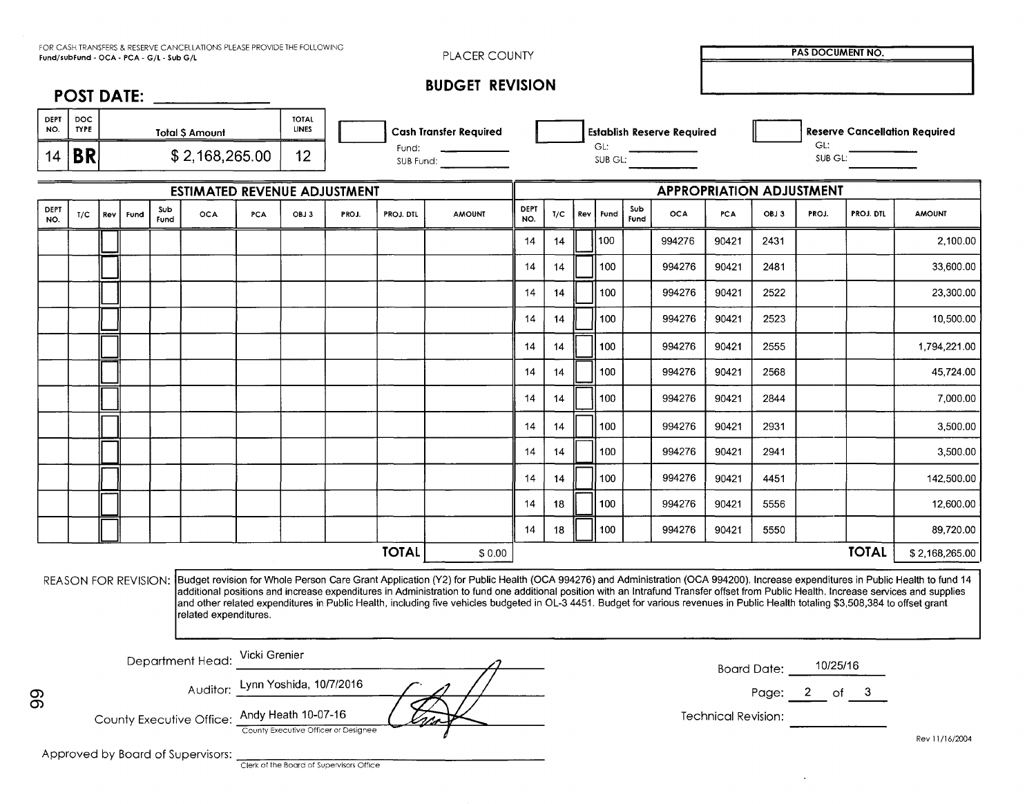FOR CASH TRANSFERS & RESERVE CANCELLATIONS PLEASE PROVIDE THE FOLLOWING
Fund/subFund - OCA - PCA - G/L - Sub G/L

PLACER COUNTY

# BUDGET REVISION

**PAS DOCUMENT NO.**

**POST DATE:** ____________

| DEPT NO. | DOC TYPE | Total $ Amount | TOTAL LINES |
|---|---|---|---|
| 14 | BR | $ 2,168,265.00 | 12 |

- [ ] **Cash Transfer Required** — Fund: ______ SUB Fund: ______
- [ ] **Establish Reserve Required** — GL: ______ SUB GL: ______
- [ ] **Reserve Cancellation Required** — GL: ______ SUB GL: ______

## ESTIMATED REVENUE ADJUSTMENT

| DEPT NO. | T/C | Rev | Fund | Sub Fund | OCA | PCA | OBJ 3 | PROJ. | PROJ. DTL | AMOUNT |
|---|---|---|---|---|---|---|---|---|---|---|
| | | | | | | | | | **TOTAL** | $ 0.00 |

## APPROPRIATION ADJUSTMENT

| DEPT NO. | T/C | Rev | Fund | Sub Fund | OCA | PCA | OBJ 3 | PROJ. | PROJ. DTL | AMOUNT |
|---|---|---|---|---|---|---|---|---|---|---|
| 14 | 14 | | 100 | | 994276 | 90421 | 2431 | | | 2,100.00 |
| 14 | 14 | | 100 | | 994276 | 90421 | 2481 | | | 33,600.00 |
| 14 | 14 | | 100 | | 994276 | 90421 | 2522 | | | 23,300.00 |
| 14 | 14 | | 100 | | 994276 | 90421 | 2523 | | | 10,500.00 |
| 14 | 14 | | 100 | | 994276 | 90421 | 2555 | | | 1,794,221.00 |
| 14 | 14 | | 100 | | 994276 | 90421 | 2568 | | | 45,724.00 |
| 14 | 14 | | 100 | | 994276 | 90421 | 2844 | | | 7,000.00 |
| 14 | 14 | | 100 | | 994276 | 90421 | 2931 | | | 3,500.00 |
| 14 | 14 | | 100 | | 994276 | 90421 | 2941 | | | 3,500.00 |
| 14 | 14 | | 100 | | 994276 | 90421 | 4451 | | | 142,500.00 |
| 14 | 18 | | 100 | | 994276 | 90421 | 5556 | | | 12,600.00 |
| 14 | 18 | | 100 | | 994276 | 90421 | 5550 | | | 89,720.00 |
| | | | | | | | | | **TOTAL** | $ 2,168,265.00 |

REASON FOR REVISION: Budget revision for Whole Person Care Grant Application (Y2) for Public Health (OCA 994276) and Administration (OCA 994200). Increase expenditures in Public Health to fund 14 additional positions and increase expenditures in Administration to fund one additional position with an Intrafund Transfer offset from Public Health. Increase services and supplies and other related expenditures in Public Health, including five vehicles budgeted in OL-3 4451. Budget for various revenues in Public Health totaling $3,508,384 to offset grant related expenditures.

Department Head: Vicki Grenier

Auditor: Lynn Yoshida, 10/7/2016

County Executive Office: Andy Heath 10-07-16
County Executive Officer or Designee

Approved by Board of Supervisors: ____________
Clerk of the Board of Supervisors Office

Board Date: 10/25/16

Page: 2 of 3

Technical Revision: ____________

Rev 11/16/2004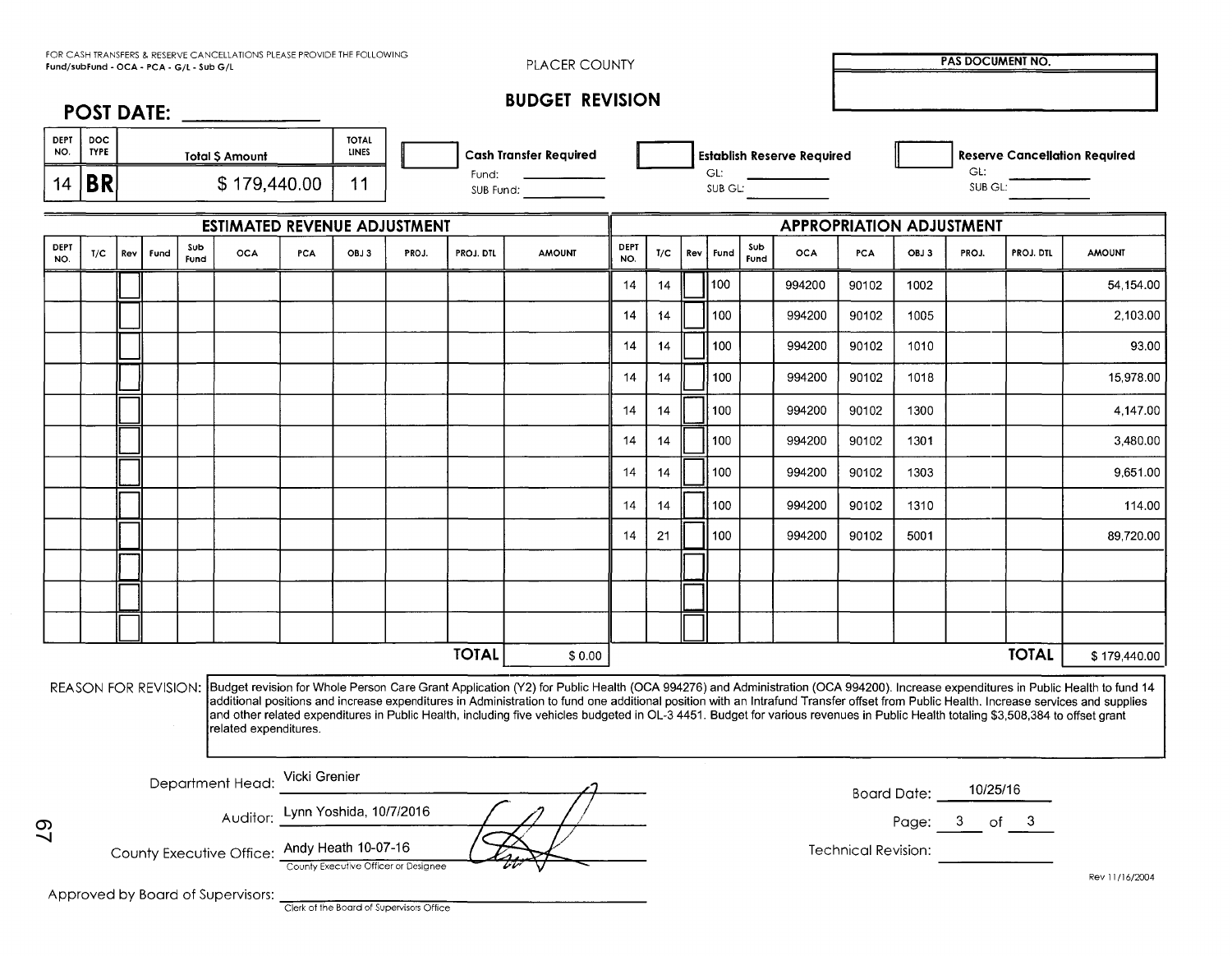FOR CASH TRANSFERS & RESERVE CANCELLATIONS PLEASE PROVIDE THE FOLLOWING
Fund/subFund - OCA - PCA - G/L - Sub G/L

PLACER COUNTY

# BUDGET REVISION

**PAS DOCUMENT NO.**

**POST DATE:** ____________

| DEPT NO. | DOC TYPE | Total $ Amount | TOTAL LINES |
|---|---|---|---|
| 14 | **BR** | $ 179,440.00 | 11 |

☐ **Cash Transfer Required** Fund: ________ SUB Fund: ________

☐ **Establish Reserve Required** GL: ________ SUB GL: ________

☐ **Reserve Cancellation Required** GL: ________ SUB GL: ________

## ESTIMATED REVENUE ADJUSTMENT

| DEPT NO. | T/C | Rev | Fund | Sub Fund | OCA | PCA | OBJ 3 | PROJ. | PROJ. DTL | AMOUNT |
|---|---|---|---|---|---|---|---|---|---|---|
| | | | | | | | | | **TOTAL** | $ 0.00 |

## APPROPRIATION ADJUSTMENT

| DEPT NO. | T/C | Rev | Fund | Sub Fund | OCA | PCA | OBJ 3 | PROJ. | PROJ. DTL | AMOUNT |
|---|---|---|---|---|---|---|---|---|---|---|
| 14 | 14 | | 100 | | 994200 | 90102 | 1002 | | | 54,154.00 |
| 14 | 14 | | 100 | | 994200 | 90102 | 1005 | | | 2,103.00 |
| 14 | 14 | | 100 | | 994200 | 90102 | 1010 | | | 93.00 |
| 14 | 14 | | 100 | | 994200 | 90102 | 1018 | | | 15,978.00 |
| 14 | 14 | | 100 | | 994200 | 90102 | 1300 | | | 4,147.00 |
| 14 | 14 | | 100 | | 994200 | 90102 | 1301 | | | 3,480.00 |
| 14 | 14 | | 100 | | 994200 | 90102 | 1303 | | | 9,651.00 |
| 14 | 14 | | 100 | | 994200 | 90102 | 1310 | | | 114.00 |
| 14 | 21 | | 100 | | 994200 | 90102 | 5001 | | | 89,720.00 |
| | | | | | | | | | **TOTAL** | $ 179,440.00 |

REASON FOR REVISION: Budget revision for Whole Person Care Grant Application (Y2) for Public Health (OCA 994276) and Administration (OCA 994200). Increase expenditures in Public Health to fund 14 additional positions and increase expenditures in Administration to fund one additional position with an Intrafund Transfer offset from Public Health. Increase services and supplies and other related expenditures in Public Health, including five vehicles budgeted in OL-3 4451. Budget for various revenues in Public Health totaling $3,508,384 to offset grant related expenditures.

Department Head: Vicki Grenier

Auditor: Lynn Yoshida, 10/7/2016

County Executive Office: Andy Heath 10-07-16
County Executive Officer or Designee

Approved by Board of Supervisors: ____________
Clerk of the Board of Supervisors Office

Board Date: 10/25/16

Page: 3 of 3

Technical Revision: ____________

Rev 11/16/2004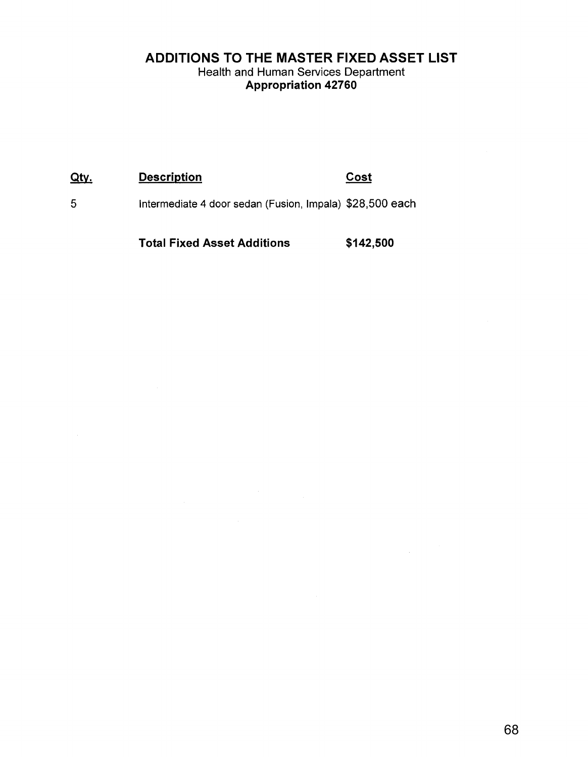# ADDITIONS TO THE MASTER FIXED ASSET LIST

Health and Human Services Department

**Appropriation 42760**

| Qty. | Description | Cost |
|---|---|---|
| 5 | Intermediate 4 door sedan (Fusion, Impala) | $28,500 each |
| | **Total Fixed Asset Additions** | **$142,500** |